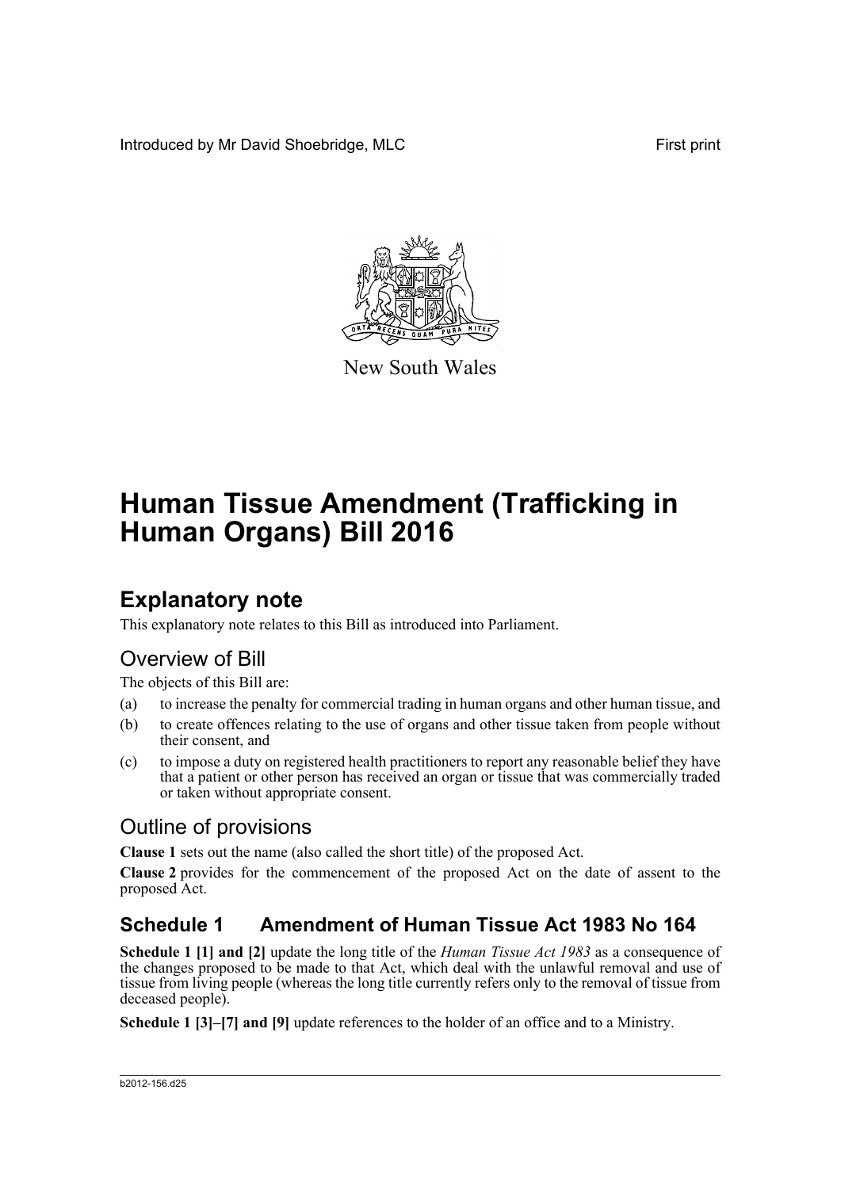Introduced by Mr David Shoebridge, MLC First print

New South Wales

# Human Tissue Amendment (Trafficking in Human Organs) Bill 2016

## Explanatory note

This explanatory note relates to this Bill as introduced into Parliament.

### Overview of Bill

The objects of this Bill are:

(a) to increase the penalty for commercial trading in human organs and other human tissue, and

(b) to create offences relating to the use of organs and other tissue taken from people without their consent, and

(c) to impose a duty on registered health practitioners to report any reasonable belief they have that a patient or other person has received an organ or tissue that was commercially traded or taken without appropriate consent.

### Outline of provisions

**Clause 1** sets out the name (also called the short title) of the proposed Act.

**Clause 2** provides for the commencement of the proposed Act on the date of assent to the proposed Act.

## Schedule 1 Amendment of Human Tissue Act 1983 No 164

**Schedule 1 [1] and [2]** update the long title of the *Human Tissue Act 1983* as a consequence of the changes proposed to be made to that Act, which deal with the unlawful removal and use of tissue from living people (whereas the long title currently refers only to the removal of tissue from deceased people).

**Schedule 1 [3]–[7] and [9]** update references to the holder of an office and to a Ministry.

b2012-156.d25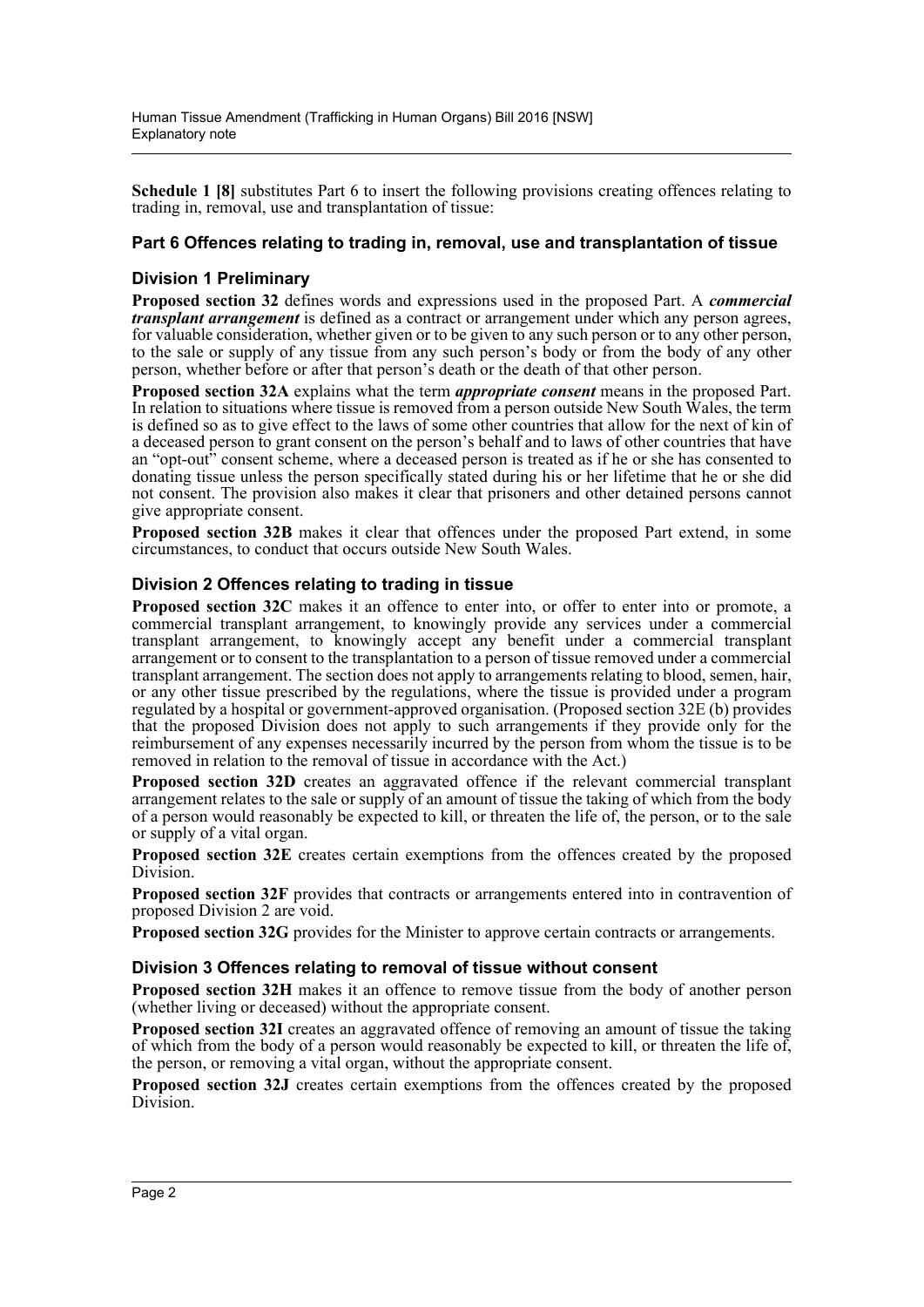**Schedule 1 [8]** substitutes Part 6 to insert the following provisions creating offences relating to trading in, removal, use and transplantation of tissue:

### Part 6 Offences relating to trading in, removal, use and transplantation of tissue

### Division 1 Preliminary

**Proposed section 32** defines words and expressions used in the proposed Part. A ***commercial transplant arrangement*** is defined as a contract or arrangement under which any person agrees, for valuable consideration, whether given or to be given to any such person or to any other person, to the sale or supply of any tissue from any such person's body or from the body of any other person, whether before or after that person's death or the death of that other person.

**Proposed section 32A** explains what the term ***appropriate consent*** means in the proposed Part. In relation to situations where tissue is removed from a person outside New South Wales, the term is defined so as to give effect to the laws of some other countries that allow for the next of kin of a deceased person to grant consent on the person's behalf and to laws of other countries that have an "opt-out" consent scheme, where a deceased person is treated as if he or she has consented to donating tissue unless the person specifically stated during his or her lifetime that he or she did not consent. The provision also makes it clear that prisoners and other detained persons cannot give appropriate consent.

**Proposed section 32B** makes it clear that offences under the proposed Part extend, in some circumstances, to conduct that occurs outside New South Wales.

### Division 2 Offences relating to trading in tissue

**Proposed section 32C** makes it an offence to enter into, or offer to enter into or promote, a commercial transplant arrangement, to knowingly provide any services under a commercial transplant arrangement, to knowingly accept any benefit under a commercial transplant arrangement or to consent to the transplantation to a person of tissue removed under a commercial transplant arrangement. The section does not apply to arrangements relating to blood, semen, hair, or any other tissue prescribed by the regulations, where the tissue is provided under a program regulated by a hospital or government-approved organisation. (Proposed section 32E (b) provides that the proposed Division does not apply to such arrangements if they provide only for the reimbursement of any expenses necessarily incurred by the person from whom the tissue is to be removed in relation to the removal of tissue in accordance with the Act.)

**Proposed section 32D** creates an aggravated offence if the relevant commercial transplant arrangement relates to the sale or supply of an amount of tissue the taking of which from the body of a person would reasonably be expected to kill, or threaten the life of, the person, or to the sale or supply of a vital organ.

**Proposed section 32E** creates certain exemptions from the offences created by the proposed Division.

**Proposed section 32F** provides that contracts or arrangements entered into in contravention of proposed Division 2 are void.

**Proposed section 32G** provides for the Minister to approve certain contracts or arrangements.

### Division 3 Offences relating to removal of tissue without consent

**Proposed section 32H** makes it an offence to remove tissue from the body of another person (whether living or deceased) without the appropriate consent.

**Proposed section 32I** creates an aggravated offence of removing an amount of tissue the taking of which from the body of a person would reasonably be expected to kill, or threaten the life of, the person, or removing a vital organ, without the appropriate consent.

**Proposed section 32J** creates certain exemptions from the offences created by the proposed Division.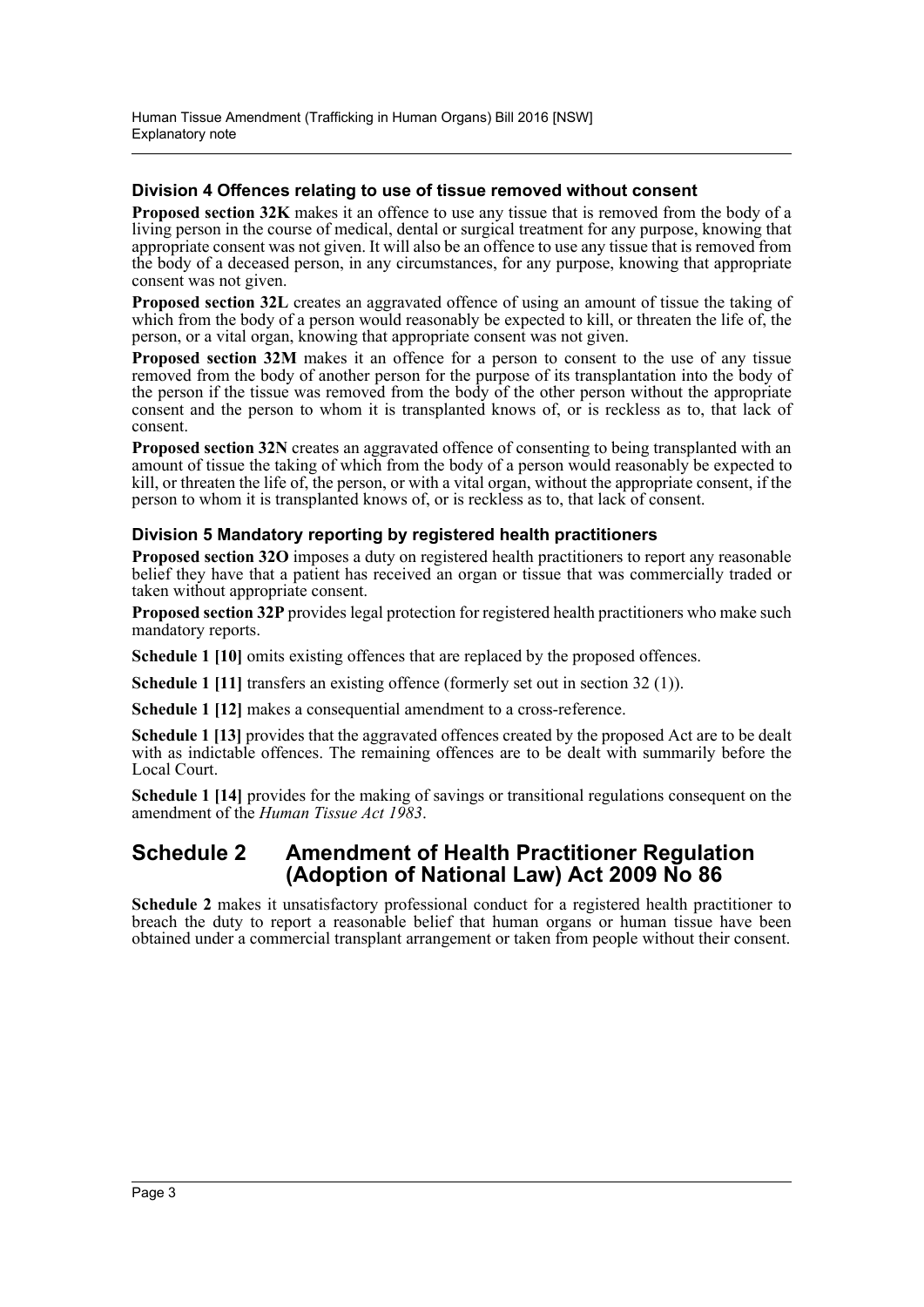### Division 4 Offences relating to use of tissue removed without consent

**Proposed section 32K** makes it an offence to use any tissue that is removed from the body of a living person in the course of medical, dental or surgical treatment for any purpose, knowing that appropriate consent was not given. It will also be an offence to use any tissue that is removed from the body of a deceased person, in any circumstances, for any purpose, knowing that appropriate consent was not given.

**Proposed section 32L** creates an aggravated offence of using an amount of tissue the taking of which from the body of a person would reasonably be expected to kill, or threaten the life of, the person, or a vital organ, knowing that appropriate consent was not given.

**Proposed section 32M** makes it an offence for a person to consent to the use of any tissue removed from the body of another person for the purpose of its transplantation into the body of the person if the tissue was removed from the body of the other person without the appropriate consent and the person to whom it is transplanted knows of, or is reckless as to, that lack of consent.

**Proposed section 32N** creates an aggravated offence of consenting to being transplanted with an amount of tissue the taking of which from the body of a person would reasonably be expected to kill, or threaten the life of, the person, or with a vital organ, without the appropriate consent, if the person to whom it is transplanted knows of, or is reckless as to, that lack of consent.

### Division 5 Mandatory reporting by registered health practitioners

**Proposed section 32O** imposes a duty on registered health practitioners to report any reasonable belief they have that a patient has received an organ or tissue that was commercially traded or taken without appropriate consent.

**Proposed section 32P** provides legal protection for registered health practitioners who make such mandatory reports.

**Schedule 1 [10]** omits existing offences that are replaced by the proposed offences.

**Schedule 1 [11]** transfers an existing offence (formerly set out in section 32 (1)).

**Schedule 1 [12]** makes a consequential amendment to a cross-reference.

**Schedule 1 [13]** provides that the aggravated offences created by the proposed Act are to be dealt with as indictable offences. The remaining offences are to be dealt with summarily before the Local Court.

**Schedule 1 [14]** provides for the making of savings or transitional regulations consequent on the amendment of the *Human Tissue Act 1983*.

## Schedule 2 Amendment of Health Practitioner Regulation (Adoption of National Law) Act 2009 No 86

**Schedule 2** makes it unsatisfactory professional conduct for a registered health practitioner to breach the duty to report a reasonable belief that human organs or human tissue have been obtained under a commercial transplant arrangement or taken from people without their consent.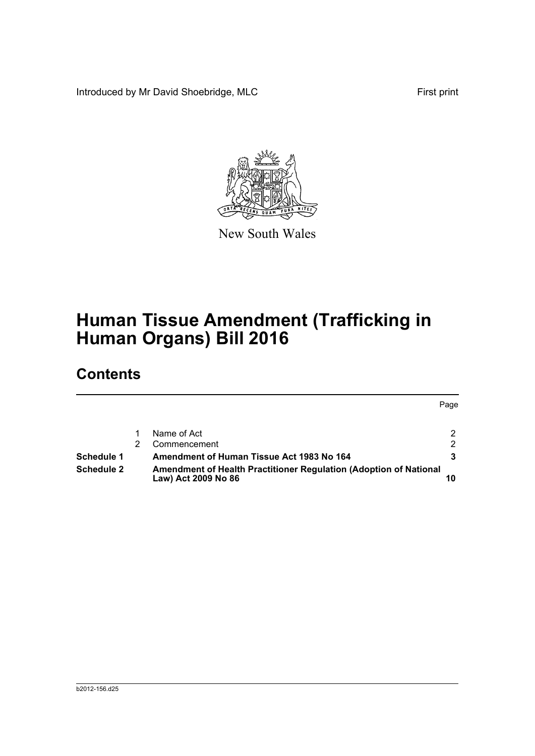Introduced by Mr David Shoebridge, MLC

First print

New South Wales

# Human Tissue Amendment (Trafficking in Human Organs) Bill 2016

## Contents

| | | | Page |
|---|---|---|---|
| | 1 | Name of Act | 2 |
| | 2 | Commencement | 2 |
| **Schedule 1** | | **Amendment of Human Tissue Act 1983 No 164** | **3** |
| **Schedule 2** | | **Amendment of Health Practitioner Regulation (Adoption of National Law) Act 2009 No 86** | **10** |

b2012-156.d25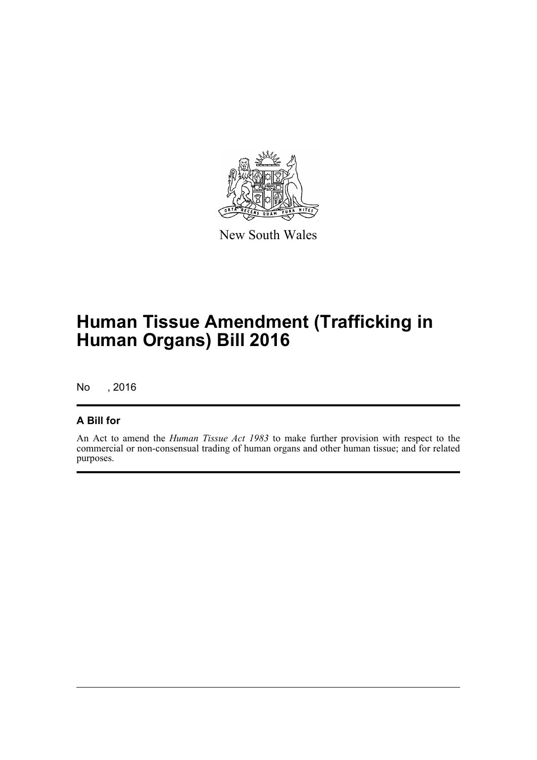New South Wales

# Human Tissue Amendment (Trafficking in Human Organs) Bill 2016

No , 2016

## A Bill for

An Act to amend the *Human Tissue Act 1983* to make further provision with respect to the commercial or non-consensual trading of human organs and other human tissue; and for related purposes.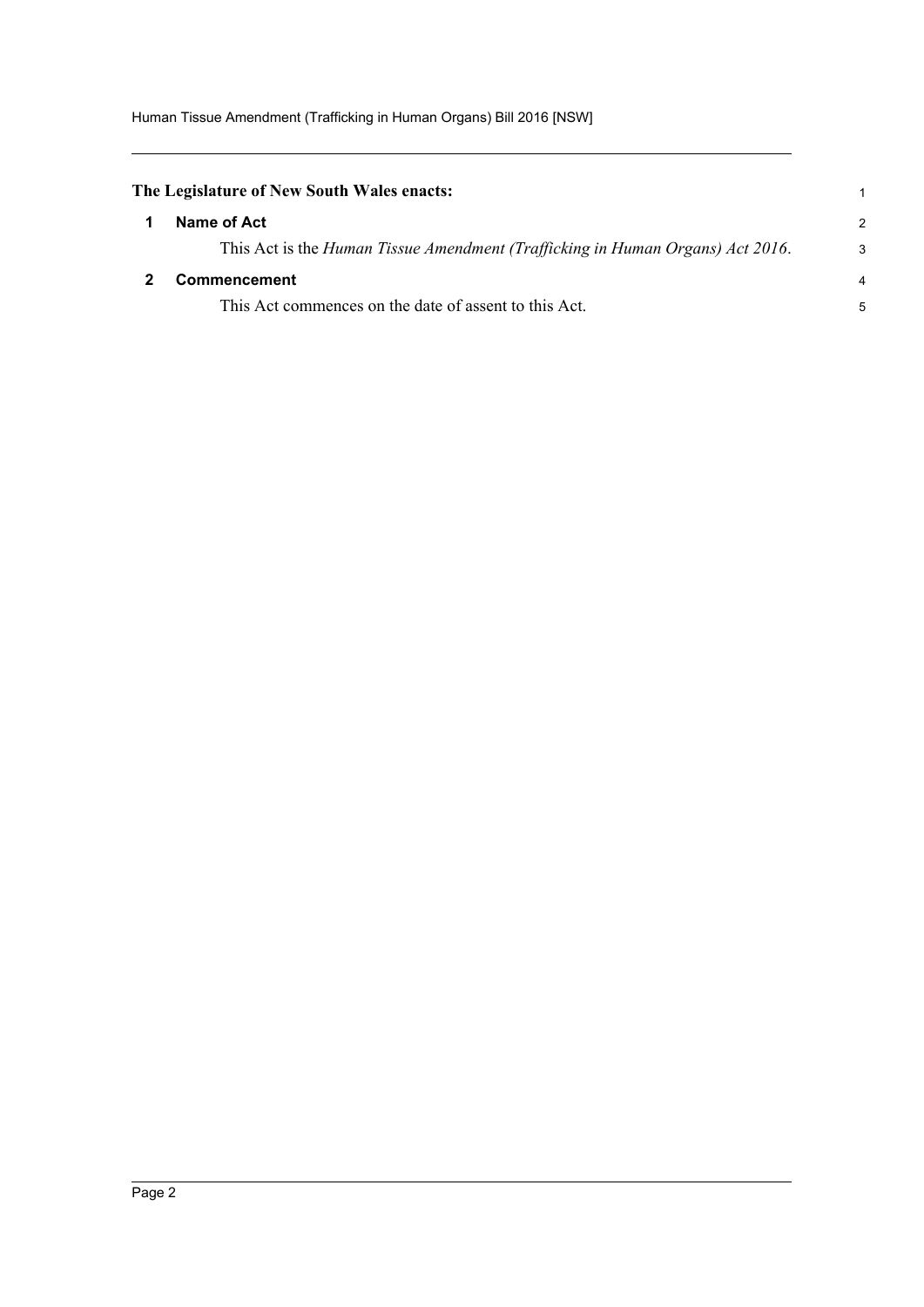**The Legislature of New South Wales enacts:**

## 1 Name of Act

This Act is the *Human Tissue Amendment (Trafficking in Human Organs) Act 2016*.

## 2 Commencement

This Act commences on the date of assent to this Act.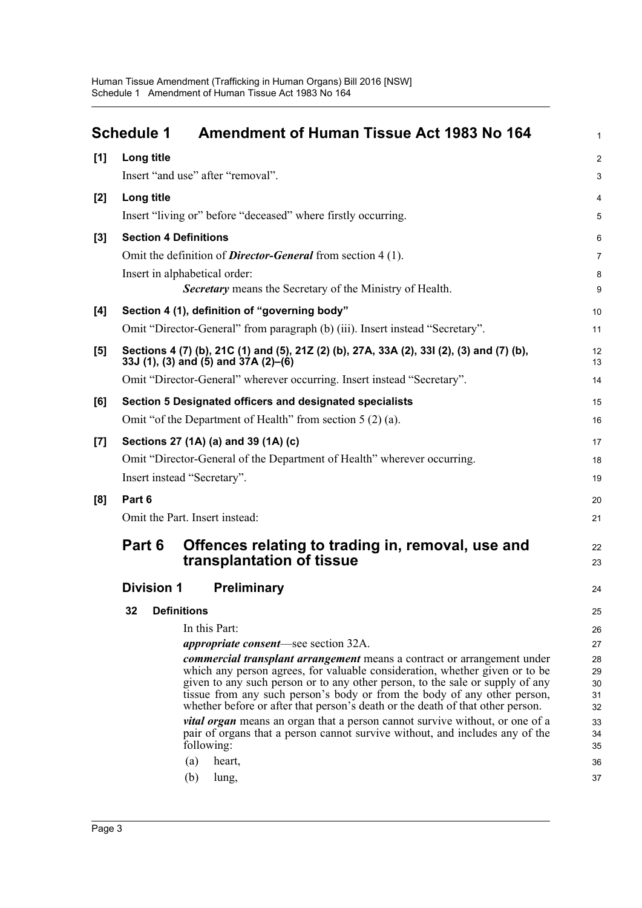# Schedule 1 Amendment of Human Tissue Act 1983 No 164

**[1] Long title**

Insert "and use" after "removal".

**[2] Long title**

Insert "living or" before "deceased" where firstly occurring.

**[3] Section 4 Definitions**

Omit the definition of ***Director-General*** from section 4 (1).

Insert in alphabetical order:

***Secretary*** means the Secretary of the Ministry of Health.

**[4] Section 4 (1), definition of "governing body"**

Omit "Director-General" from paragraph (b) (iii). Insert instead "Secretary".

**[5] Sections 4 (7) (b), 21C (1) and (5), 21Z (2) (b), 27A, 33A (2), 33I (2), (3) and (7) (b), 33J (1), (3) and (5) and 37A (2)–(6)**

Omit "Director-General" wherever occurring. Insert instead "Secretary".

**[6] Section 5 Designated officers and designated specialists**

Omit "of the Department of Health" from section 5 (2) (a).

**[7] Sections 27 (1A) (a) and 39 (1A) (c)**

Omit "Director-General of the Department of Health" wherever occurring.

Insert instead "Secretary".

**[8] Part 6**

Omit the Part. Insert instead:

## Part 6 Offences relating to trading in, removal, use and transplantation of tissue

### Division 1 Preliminary

**32 Definitions**

In this Part:

***appropriate consent***—see section 32A.

***commercial transplant arrangement*** means a contract or arrangement under which any person agrees, for valuable consideration, whether given or to be given to any such person or to any other person, to the sale or supply of any tissue from any such person's body or from the body of any other person, whether before or after that person's death or the death of that other person.

***vital organ*** means an organ that a person cannot survive without, or one of a pair of organs that a person cannot survive without, and includes any of the following:

(a) heart,

(b) lung,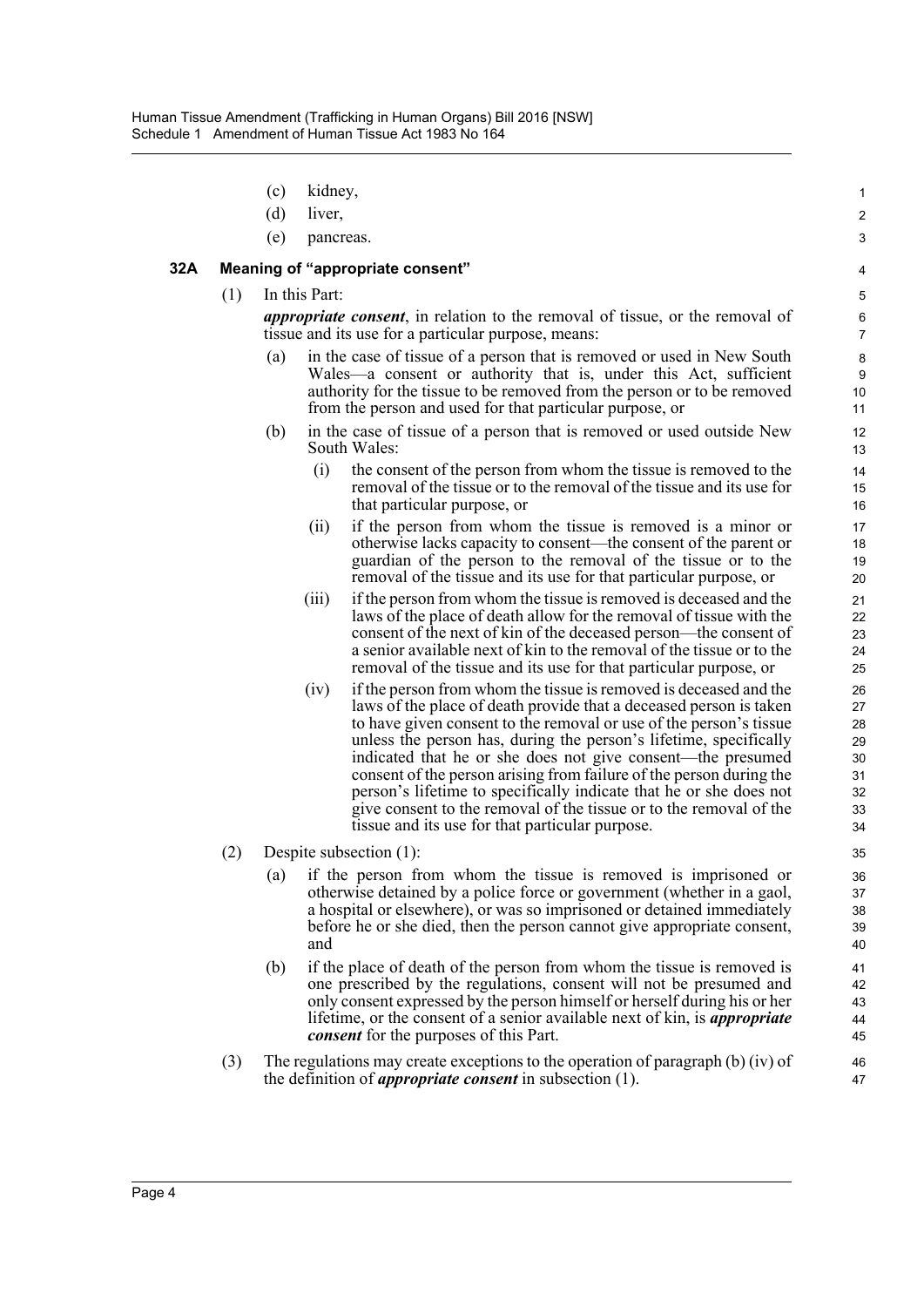(c) kidney,

(d) liver,

(e) pancreas.

### 32A Meaning of "appropriate consent"

(1) In this Part:

***appropriate consent***, in relation to the removal of tissue, or the removal of tissue and its use for a particular purpose, means:

(a) in the case of tissue of a person that is removed or used in New South Wales—a consent or authority that is, under this Act, sufficient authority for the tissue to be removed from the person or to be removed from the person and used for that particular purpose, or

(b) in the case of tissue of a person that is removed or used outside New South Wales:

(i) the consent of the person from whom the tissue is removed to the removal of the tissue or to the removal of the tissue and its use for that particular purpose, or

(ii) if the person from whom the tissue is removed is a minor or otherwise lacks capacity to consent—the consent of the parent or guardian of the person to the removal of the tissue or to the removal of the tissue and its use for that particular purpose, or

(iii) if the person from whom the tissue is removed is deceased and the laws of the place of death allow for the removal of tissue with the consent of the next of kin of the deceased person—the consent of a senior available next of kin to the removal of the tissue or to the removal of the tissue and its use for that particular purpose, or

(iv) if the person from whom the tissue is removed is deceased and the laws of the place of death provide that a deceased person is taken to have given consent to the removal or use of the person's tissue unless the person has, during the person's lifetime, specifically indicated that he or she does not give consent—the presumed consent of the person arising from failure of the person during the person's lifetime to specifically indicate that he or she does not give consent to the removal of the tissue or to the removal of the tissue and its use for that particular purpose.

(2) Despite subsection (1):

(a) if the person from whom the tissue is removed is imprisoned or otherwise detained by a police force or government (whether in a gaol, a hospital or elsewhere), or was so imprisoned or detained immediately before he or she died, then the person cannot give appropriate consent, and

(b) if the place of death of the person from whom the tissue is removed is one prescribed by the regulations, consent will not be presumed and only consent expressed by the person himself or herself during his or her lifetime, or the consent of a senior available next of kin, is ***appropriate consent*** for the purposes of this Part.

(3) The regulations may create exceptions to the operation of paragraph (b) (iv) of the definition of ***appropriate consent*** in subsection (1).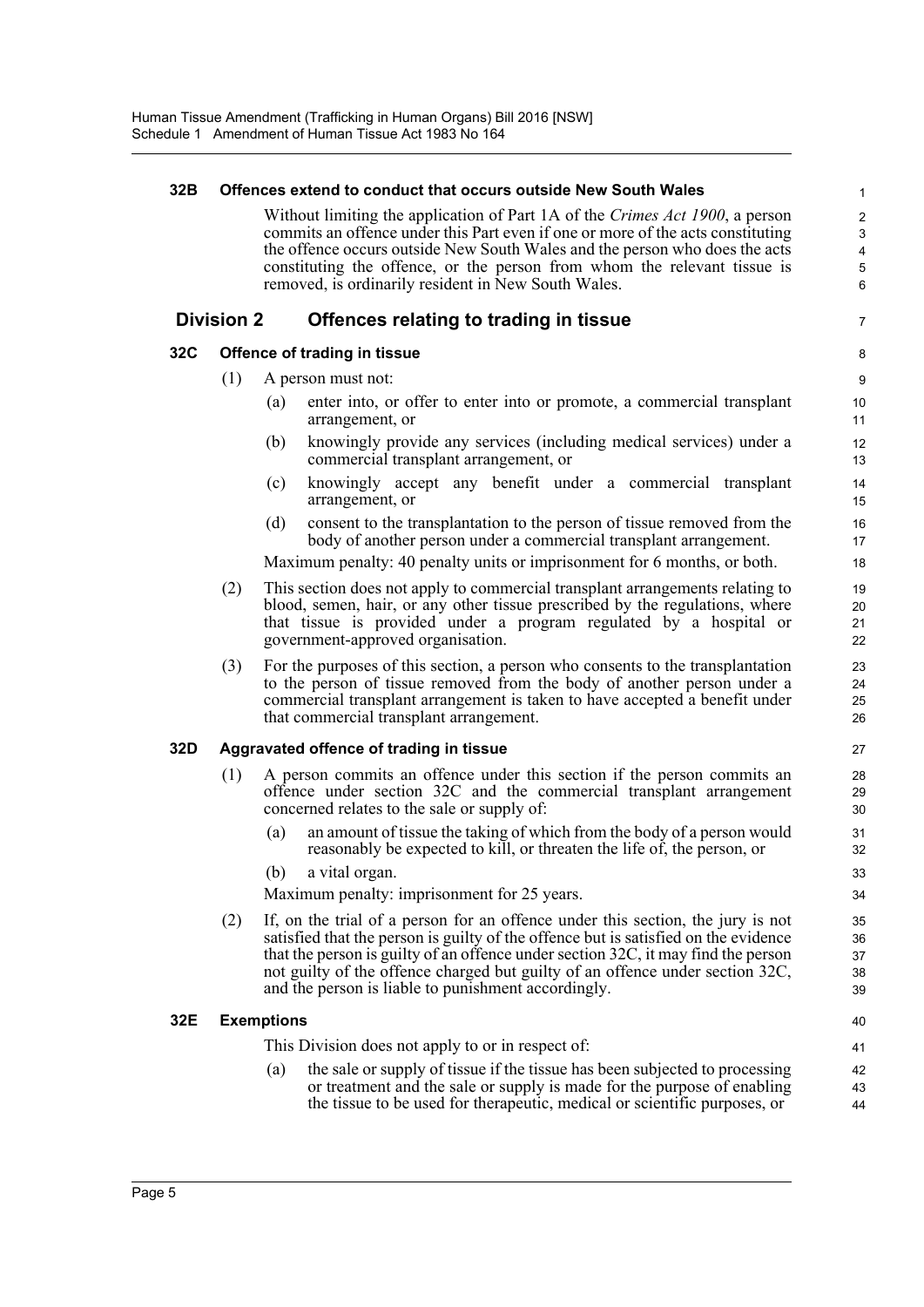### 32B Offences extend to conduct that occurs outside New South Wales

Without limiting the application of Part 1A of the *Crimes Act 1900*, a person commits an offence under this Part even if one or more of the acts constituting the offence occurs outside New South Wales and the person who does the acts constituting the offence, or the person from whom the relevant tissue is removed, is ordinarily resident in New South Wales.

## Division 2 Offences relating to trading in tissue

### 32C Offence of trading in tissue

(1) A person must not:

(a) enter into, or offer to enter into or promote, a commercial transplant arrangement, or

(b) knowingly provide any services (including medical services) under a commercial transplant arrangement, or

(c) knowingly accept any benefit under a commercial transplant arrangement, or

(d) consent to the transplantation to the person of tissue removed from the body of another person under a commercial transplant arrangement.

Maximum penalty: 40 penalty units or imprisonment for 6 months, or both.

(2) This section does not apply to commercial transplant arrangements relating to blood, semen, hair, or any other tissue prescribed by the regulations, where that tissue is provided under a program regulated by a hospital or government-approved organisation.

(3) For the purposes of this section, a person who consents to the transplantation to the person of tissue removed from the body of another person under a commercial transplant arrangement is taken to have accepted a benefit under that commercial transplant arrangement.

### 32D Aggravated offence of trading in tissue

(1) A person commits an offence under this section if the person commits an offence under section 32C and the commercial transplant arrangement concerned relates to the sale or supply of:

(a) an amount of tissue the taking of which from the body of a person would reasonably be expected to kill, or threaten the life of, the person, or

(b) a vital organ.

Maximum penalty: imprisonment for 25 years.

(2) If, on the trial of a person for an offence under this section, the jury is not satisfied that the person is guilty of the offence but is satisfied on the evidence that the person is guilty of an offence under section 32C, it may find the person not guilty of the offence charged but guilty of an offence under section 32C, and the person is liable to punishment accordingly.

### 32E Exemptions

This Division does not apply to or in respect of:

(a) the sale or supply of tissue if the tissue has been subjected to processing or treatment and the sale or supply is made for the purpose of enabling the tissue to be used for therapeutic, medical or scientific purposes, or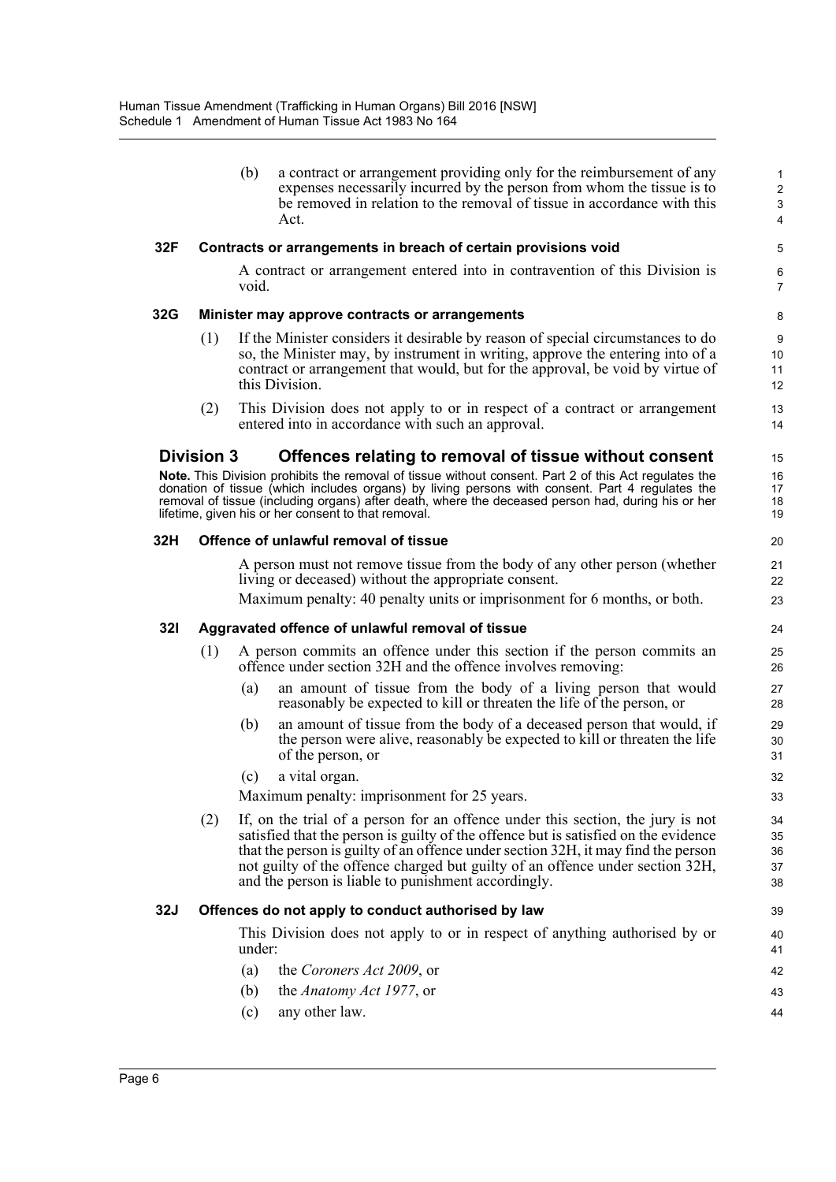(b) a contract or arrangement providing only for the reimbursement of any expenses necessarily incurred by the person from whom the tissue is to be removed in relation to the removal of tissue in accordance with this Act.

**32F Contracts or arrangements in breach of certain provisions void**

A contract or arrangement entered into in contravention of this Division is void.

**32G Minister may approve contracts or arrangements**

(1) If the Minister considers it desirable by reason of special circumstances to do so, the Minister may, by instrument in writing, approve the entering into of a contract or arrangement that would, but for the approval, be void by virtue of this Division.

(2) This Division does not apply to or in respect of a contract or arrangement entered into in accordance with such an approval.

## Division 3 Offences relating to removal of tissue without consent

**Note.** This Division prohibits the removal of tissue without consent. Part 2 of this Act regulates the donation of tissue (which includes organs) by living persons with consent. Part 4 regulates the removal of tissue (including organs) after death, where the deceased person had, during his or her lifetime, given his or her consent to that removal.

**32H Offence of unlawful removal of tissue**

A person must not remove tissue from the body of any other person (whether living or deceased) without the appropriate consent.

Maximum penalty: 40 penalty units or imprisonment for 6 months, or both.

**32I Aggravated offence of unlawful removal of tissue**

(1) A person commits an offence under this section if the person commits an offence under section 32H and the offence involves removing:

(a) an amount of tissue from the body of a living person that would reasonably be expected to kill or threaten the life of the person, or

(b) an amount of tissue from the body of a deceased person that would, if the person were alive, reasonably be expected to kill or threaten the life of the person, or

(c) a vital organ.

Maximum penalty: imprisonment for 25 years.

(2) If, on the trial of a person for an offence under this section, the jury is not satisfied that the person is guilty of the offence but is satisfied on the evidence that the person is guilty of an offence under section 32H, it may find the person not guilty of the offence charged but guilty of an offence under section 32H, and the person is liable to punishment accordingly.

**32J Offences do not apply to conduct authorised by law**

This Division does not apply to or in respect of anything authorised by or under:

(a) the *Coroners Act 2009*, or

(b) the *Anatomy Act 1977*, or

(c) any other law.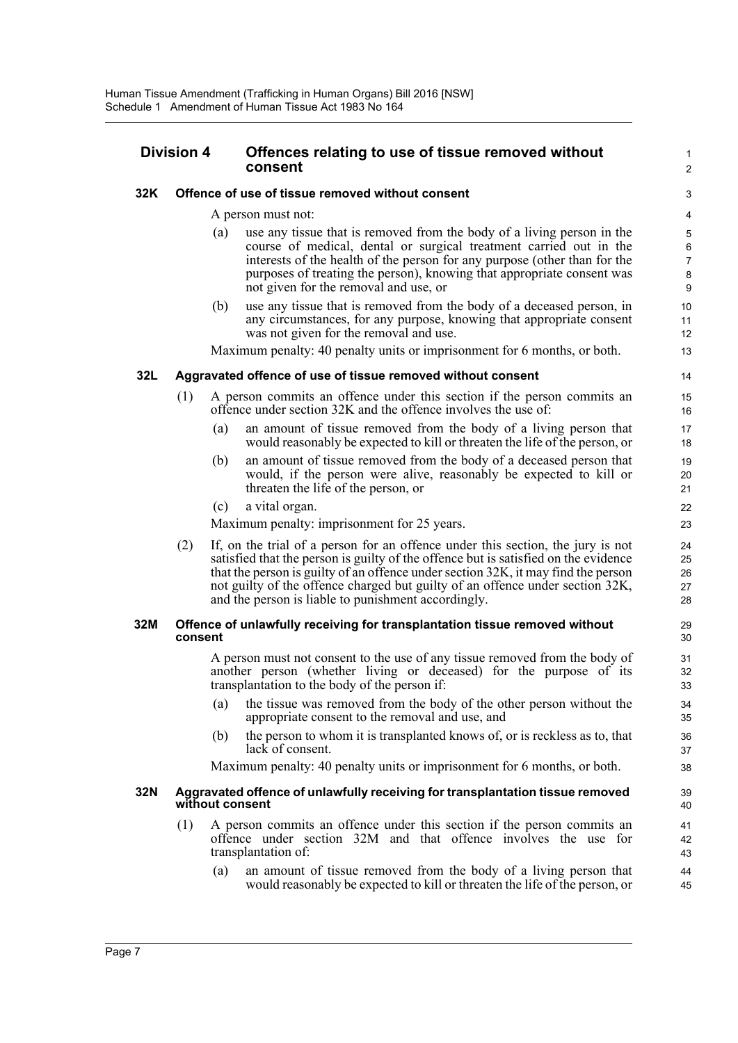## Division 4 Offences relating to use of tissue removed without consent

### 32K Offence of use of tissue removed without consent

A person must not:

(a) use any tissue that is removed from the body of a living person in the course of medical, dental or surgical treatment carried out in the interests of the health of the person for any purpose (other than for the purposes of treating the person), knowing that appropriate consent was not given for the removal and use, or

(b) use any tissue that is removed from the body of a deceased person, in any circumstances, for any purpose, knowing that appropriate consent was not given for the removal and use.

Maximum penalty: 40 penalty units or imprisonment for 6 months, or both.

### 32L Aggravated offence of use of tissue removed without consent

(1) A person commits an offence under this section if the person commits an offence under section 32K and the offence involves the use of:

(a) an amount of tissue removed from the body of a living person that would reasonably be expected to kill or threaten the life of the person, or

(b) an amount of tissue removed from the body of a deceased person that would, if the person were alive, reasonably be expected to kill or threaten the life of the person, or

(c) a vital organ.

Maximum penalty: imprisonment for 25 years.

(2) If, on the trial of a person for an offence under this section, the jury is not satisfied that the person is guilty of the offence but is satisfied on the evidence that the person is guilty of an offence under section 32K, it may find the person not guilty of the offence charged but guilty of an offence under section 32K, and the person is liable to punishment accordingly.

### 32M Offence of unlawfully receiving for transplantation tissue removed without consent

A person must not consent to the use of any tissue removed from the body of another person (whether living or deceased) for the purpose of its transplantation to the body of the person if:

(a) the tissue was removed from the body of the other person without the appropriate consent to the removal and use, and

(b) the person to whom it is transplanted knows of, or is reckless as to, that lack of consent.

Maximum penalty: 40 penalty units or imprisonment for 6 months, or both.

### 32N Aggravated offence of unlawfully receiving for transplantation tissue removed without consent

(1) A person commits an offence under this section if the person commits an offence under section 32M and that offence involves the use for transplantation of:

(a) an amount of tissue removed from the body of a living person that would reasonably be expected to kill or threaten the life of the person, or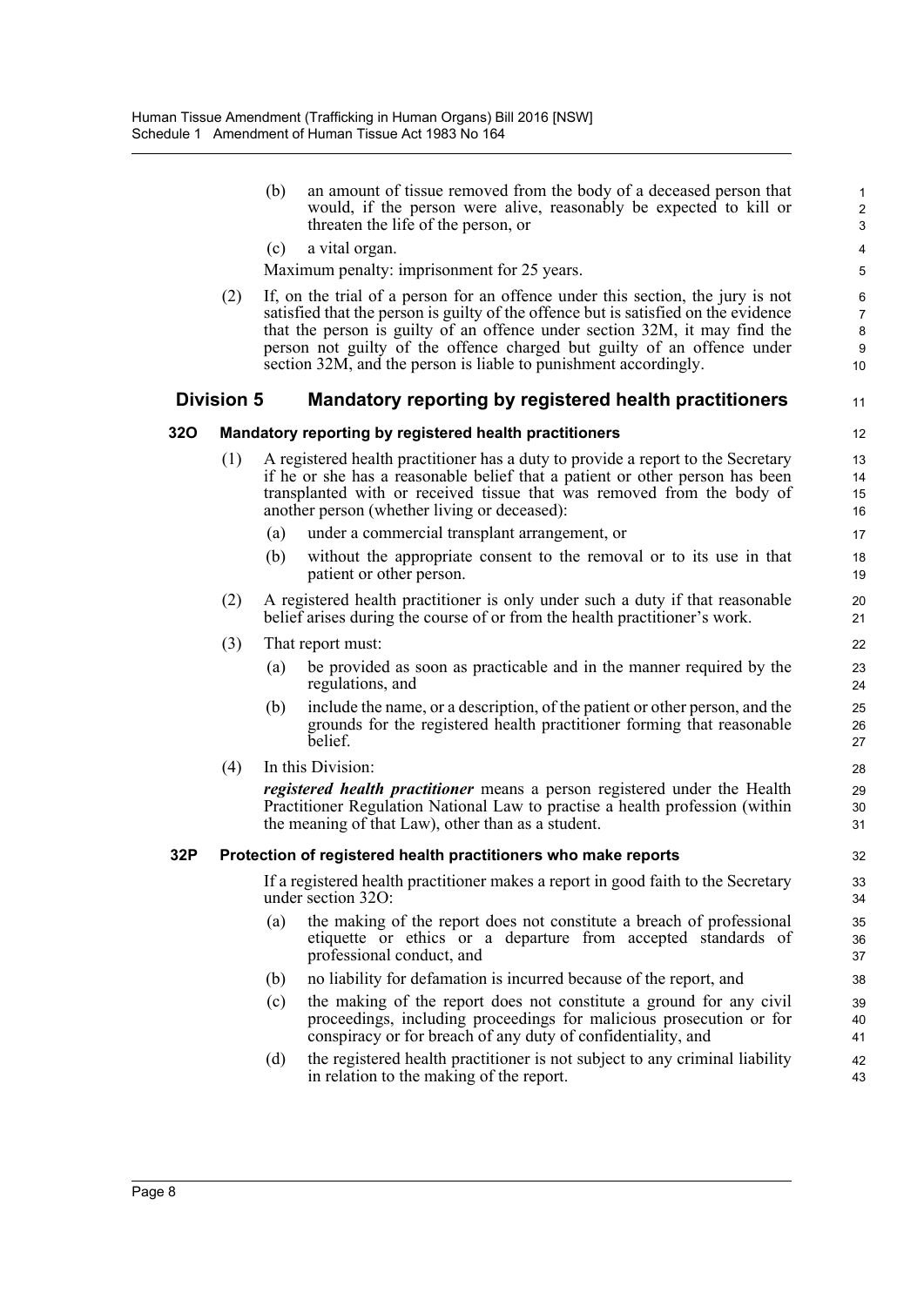(b) an amount of tissue removed from the body of a deceased person that would, if the person were alive, reasonably be expected to kill or threaten the life of the person, or

(c) a vital organ.

Maximum penalty: imprisonment for 25 years.

(2) If, on the trial of a person for an offence under this section, the jury is not satisfied that the person is guilty of the offence but is satisfied on the evidence that the person is guilty of an offence under section 32M, it may find the person not guilty of the offence charged but guilty of an offence under section 32M, and the person is liable to punishment accordingly.

## Division 5 Mandatory reporting by registered health practitioners

### 32O Mandatory reporting by registered health practitioners

(1) A registered health practitioner has a duty to provide a report to the Secretary if he or she has a reasonable belief that a patient or other person has been transplanted with or received tissue that was removed from the body of another person (whether living or deceased):

(a) under a commercial transplant arrangement, or

(b) without the appropriate consent to the removal or to its use in that patient or other person.

(2) A registered health practitioner is only under such a duty if that reasonable belief arises during the course of or from the health practitioner's work.

(3) That report must:

(a) be provided as soon as practicable and in the manner required by the regulations, and

(b) include the name, or a description, of the patient or other person, and the grounds for the registered health practitioner forming that reasonable belief.

(4) In this Division:

***registered health practitioner*** means a person registered under the Health Practitioner Regulation National Law to practise a health profession (within the meaning of that Law), other than as a student.

### 32P Protection of registered health practitioners who make reports

If a registered health practitioner makes a report in good faith to the Secretary under section 32O:

(a) the making of the report does not constitute a breach of professional etiquette or ethics or a departure from accepted standards of professional conduct, and

(b) no liability for defamation is incurred because of the report, and

(c) the making of the report does not constitute a ground for any civil proceedings, including proceedings for malicious prosecution or for conspiracy or for breach of any duty of confidentiality, and

(d) the registered health practitioner is not subject to any criminal liability in relation to the making of the report.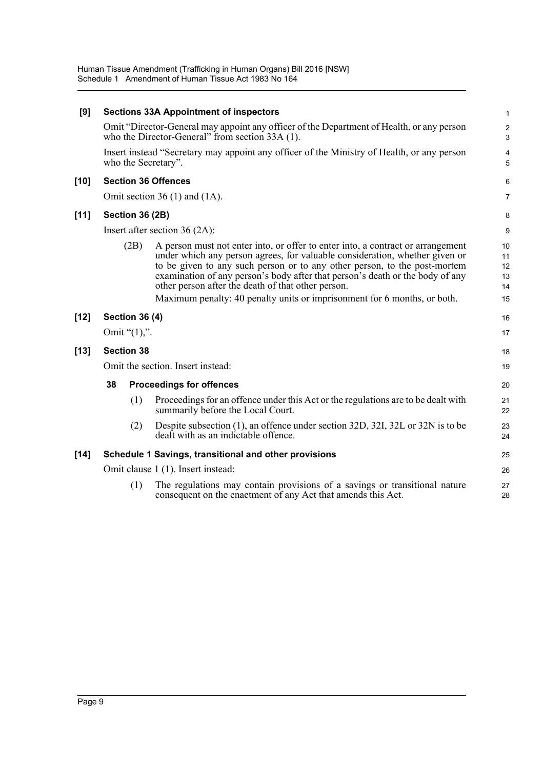**[9] Sections 33A Appointment of inspectors**

Omit "Director-General may appoint any officer of the Department of Health, or any person who the Director-General" from section 33A (1).

Insert instead "Secretary may appoint any officer of the Ministry of Health, or any person who the Secretary".

**[10] Section 36 Offences**

Omit section 36 (1) and (1A).

**[11] Section 36 (2B)**

Insert after section 36 (2A):

(2B) A person must not enter into, or offer to enter into, a contract or arrangement under which any person agrees, for valuable consideration, whether given or to be given to any such person or to any other person, to the post-mortem examination of any person's body after that person's death or the body of any other person after the death of that other person.

Maximum penalty: 40 penalty units or imprisonment for 6 months, or both.

**[12] Section 36 (4)**

Omit "(1),".

**[13] Section 38**

Omit the section. Insert instead:

**38 Proceedings for offences**

(1) Proceedings for an offence under this Act or the regulations are to be dealt with summarily before the Local Court.

(2) Despite subsection (1), an offence under section 32D, 32I, 32L or 32N is to be dealt with as an indictable offence.

**[14] Schedule 1 Savings, transitional and other provisions**

Omit clause 1 (1). Insert instead:

(1) The regulations may contain provisions of a savings or transitional nature consequent on the enactment of any Act that amends this Act.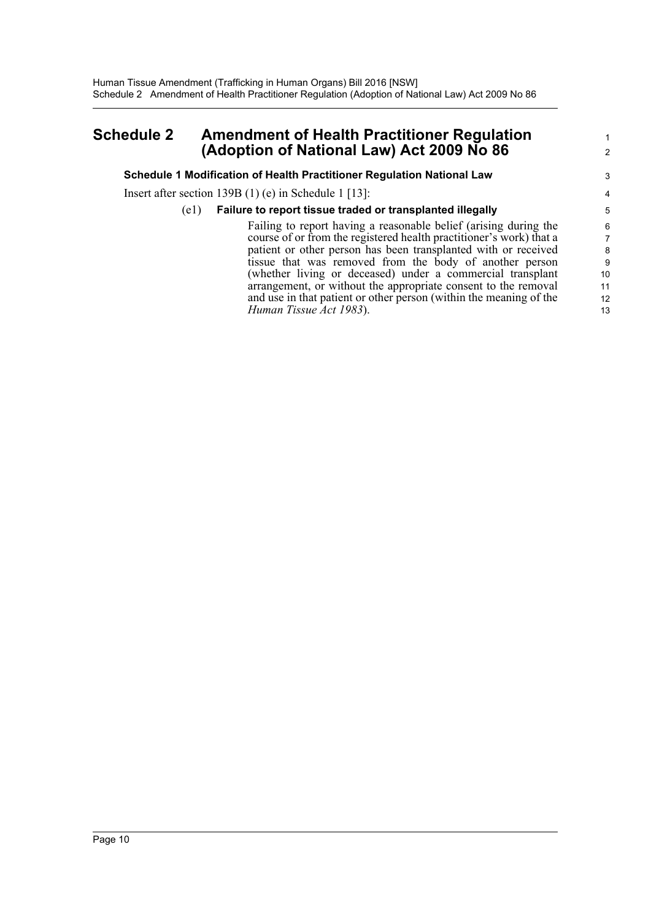## Schedule 2 Amendment of Health Practitioner Regulation (Adoption of National Law) Act 2009 No 86

### Schedule 1 Modification of Health Practitioner Regulation National Law

Insert after section 139B (1) (e) in Schedule 1 [13]:

(e1) **Failure to report tissue traded or transplanted illegally**

Failing to report having a reasonable belief (arising during the course of or from the registered health practitioner's work) that a patient or other person has been transplanted with or received tissue that was removed from the body of another person (whether living or deceased) under a commercial transplant arrangement, or without the appropriate consent to the removal and use in that patient or other person (within the meaning of the *Human Tissue Act 1983*).